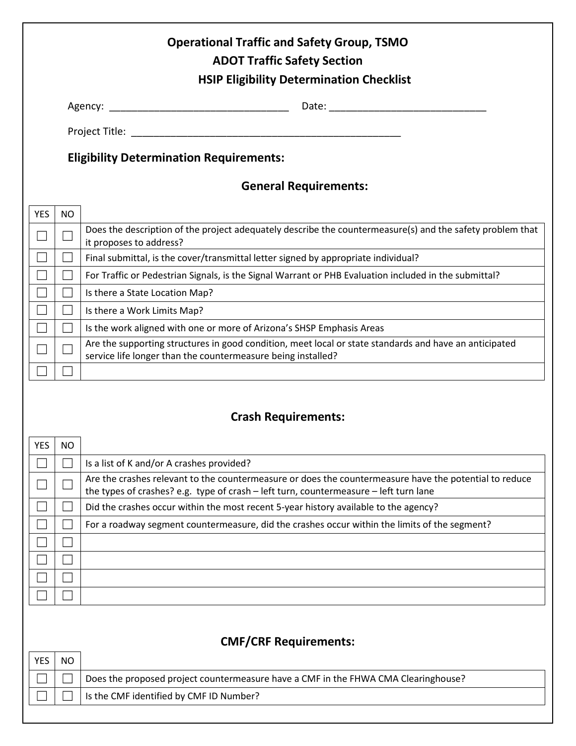# Operational Traffic and Safety Group, TSMO

## ADOT Traffic Safety Section

## HSIP Eligibility Determination Checklist

Agency: ________________________________ Date: ____________________________

Project Title: __________________________________________________

### Eligibility Determination Requirements:

### General Requirements:

| YES | NO | |
|---|---|---|
| ☐ | ☐ | Does the description of the project adequately describe the countermeasure(s) and the safety problem that it proposes to address? |
| ☐ | ☐ | Final submittal, is the cover/transmittal letter signed by appropriate individual? |
| ☐ | ☐ | For Traffic or Pedestrian Signals, is the Signal Warrant or PHB Evaluation included in the submittal? |
| ☐ | ☐ | Is there a State Location Map? |
| ☐ | ☐ | Is there a Work Limits Map? |
| ☐ | ☐ | Is the work aligned with one or more of Arizona's SHSP Emphasis Areas |
| ☐ | ☐ | Are the supporting structures in good condition, meet local or state standards and have an anticipated service life longer than the countermeasure being installed? |
| ☐ | ☐ | |

### Crash Requirements:

| YES | NO | |
|---|---|---|
| ☐ | ☐ | Is a list of K and/or A crashes provided? |
| ☐ | ☐ | Are the crashes relevant to the countermeasure or does the countermeasure have the potential to reduce the types of crashes? e.g. type of crash – left turn, countermeasure – left turn lane |
| ☐ | ☐ | Did the crashes occur within the most recent 5-year history available to the agency? |
| ☐ | ☐ | For a roadway segment countermeasure, did the crashes occur within the limits of the segment? |
| ☐ | ☐ | |
| ☐ | ☐ | |
| ☐ | ☐ | |
| ☐ | ☐ | |

### CMF/CRF Requirements:

| YES | NO | |
|---|---|---|
| ☐ | ☐ | Does the proposed project countermeasure have a CMF in the FHWA CMA Clearinghouse? |
| ☐ | ☐ | Is the CMF identified by CMF ID Number? |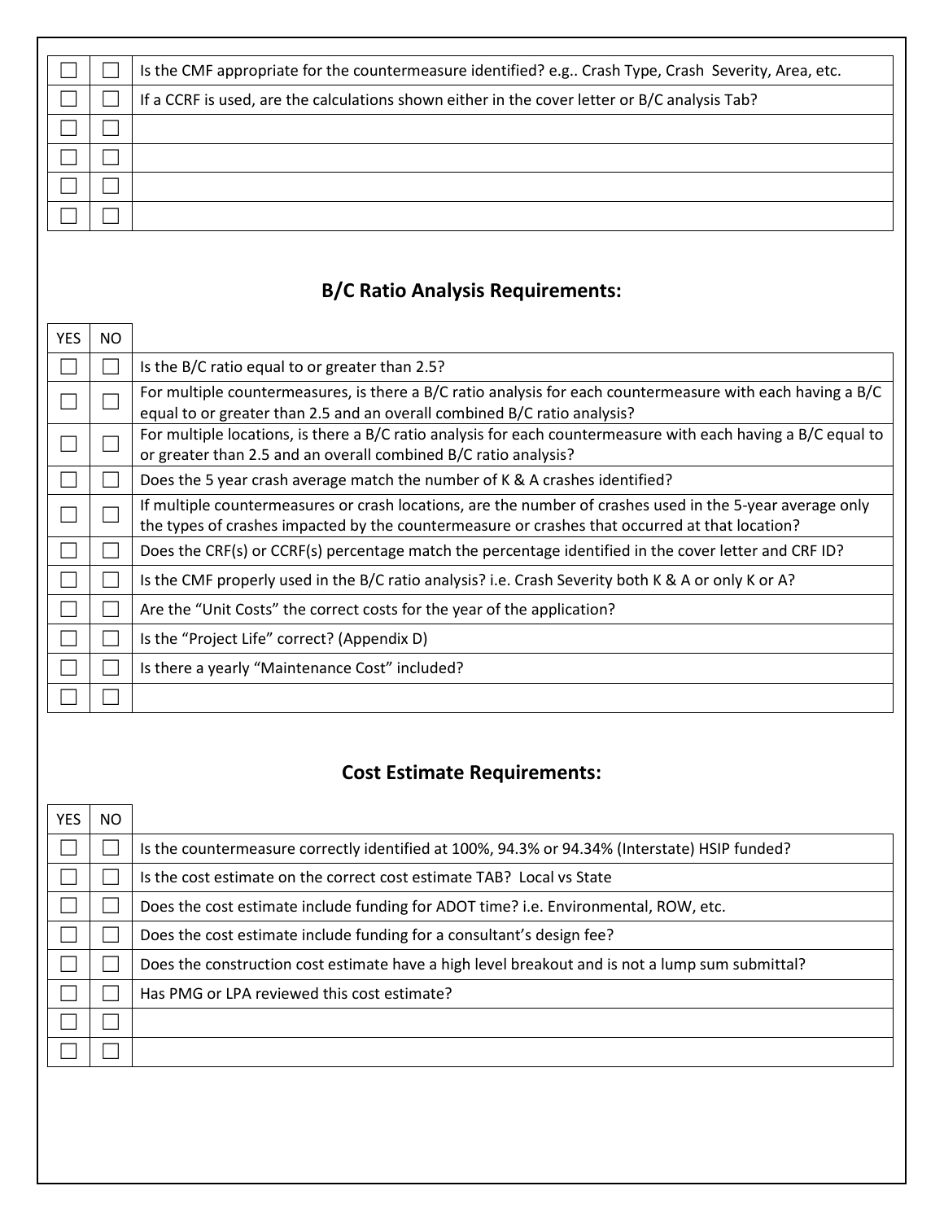| | | |
|---|---|---|
| ☐ | ☐ | Is the CMF appropriate for the countermeasure identified? e.g.. Crash Type, Crash Severity, Area, etc. |
| ☐ | ☐ | If a CCRF is used, are the calculations shown either in the cover letter or B/C analysis Tab? |
| ☐ | ☐ | |
| ☐ | ☐ | |
| ☐ | ☐ | |
| ☐ | ☐ | |

## B/C Ratio Analysis Requirements:

| YES | NO | |
|---|---|---|
| ☐ | ☐ | Is the B/C ratio equal to or greater than 2.5? |
| ☐ | ☐ | For multiple countermeasures, is there a B/C ratio analysis for each countermeasure with each having a B/C equal to or greater than 2.5 and an overall combined B/C ratio analysis? |
| ☐ | ☐ | For multiple locations, is there a B/C ratio analysis for each countermeasure with each having a B/C equal to or greater than 2.5 and an overall combined B/C ratio analysis? |
| ☐ | ☐ | Does the 5 year crash average match the number of K & A crashes identified? |
| ☐ | ☐ | If multiple countermeasures or crash locations, are the number of crashes used in the 5-year average only the types of crashes impacted by the countermeasure or crashes that occurred at that location? |
| ☐ | ☐ | Does the CRF(s) or CCRF(s) percentage match the percentage identified in the cover letter and CRF ID? |
| ☐ | ☐ | Is the CMF properly used in the B/C ratio analysis? i.e. Crash Severity both K & A or only K or A? |
| ☐ | ☐ | Are the "Unit Costs" the correct costs for the year of the application? |
| ☐ | ☐ | Is the "Project Life" correct? (Appendix D) |
| ☐ | ☐ | Is there a yearly "Maintenance Cost" included? |
| ☐ | ☐ | |

## Cost Estimate Requirements:

| YES | NO | |
|---|---|---|
| ☐ | ☐ | Is the countermeasure correctly identified at 100%, 94.3% or 94.34% (Interstate) HSIP funded? |
| ☐ | ☐ | Is the cost estimate on the correct cost estimate TAB? Local vs State |
| ☐ | ☐ | Does the cost estimate include funding for ADOT time? i.e. Environmental, ROW, etc. |
| ☐ | ☐ | Does the cost estimate include funding for a consultant's design fee? |
| ☐ | ☐ | Does the construction cost estimate have a high level breakout and is not a lump sum submittal? |
| ☐ | ☐ | Has PMG or LPA reviewed this cost estimate? |
| ☐ | ☐ | |
| ☐ | ☐ | |